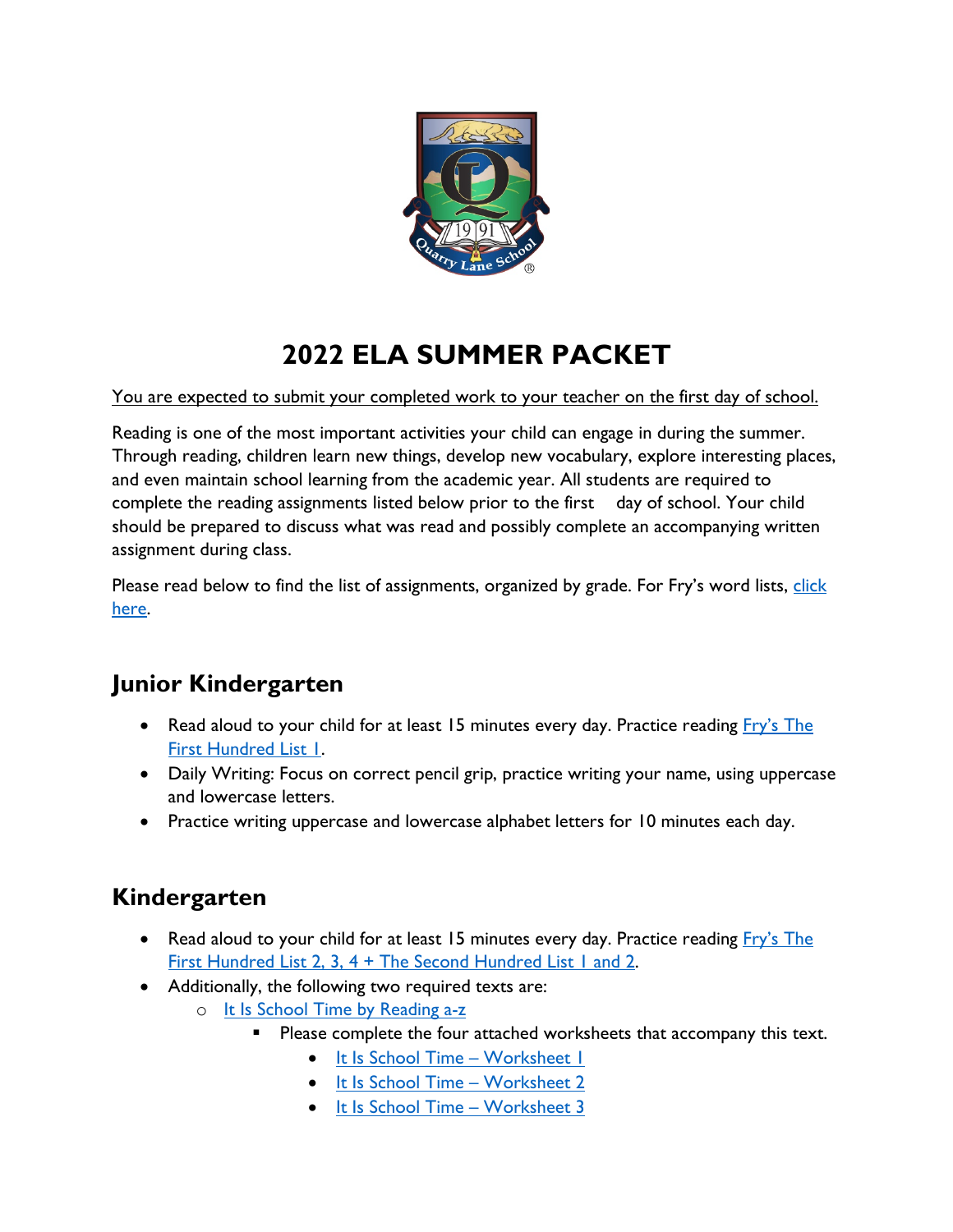# 2022 ELA SUMMER PACKET

<u>You are expected to submit your completed work to your teacher on the first day of school.</u>

Reading is one of the most important activities your child can engage in during the summer. Through reading, children learn new things, develop new vocabulary, explore interesting places, and even maintain school learning from the academic year. All students are required to complete the reading assignments listed below prior to the first day of school. Your child should be prepared to discuss what was read and possibly complete an accompanying written assignment during class.

Please read below to find the list of assignments, organized by grade. For Fry's word lists, click here.

## Junior Kindergarten

- Read aloud to your child for at least 15 minutes every day. Practice reading Fry's The First Hundred List 1.
- Daily Writing: Focus on correct pencil grip, practice writing your name, using uppercase and lowercase letters.
- Practice writing uppercase and lowercase alphabet letters for 10 minutes each day.

## Kindergarten

- Read aloud to your child for at least 15 minutes every day. Practice reading Fry's The First Hundred List 2, 3, 4 + The Second Hundred List 1 and 2.
- Additionally, the following two required texts are:
  - It Is School Time by Reading a-z
    - Please complete the four attached worksheets that accompany this text.
      - It Is School Time – Worksheet 1
      - It Is School Time – Worksheet 2
      - It Is School Time – Worksheet 3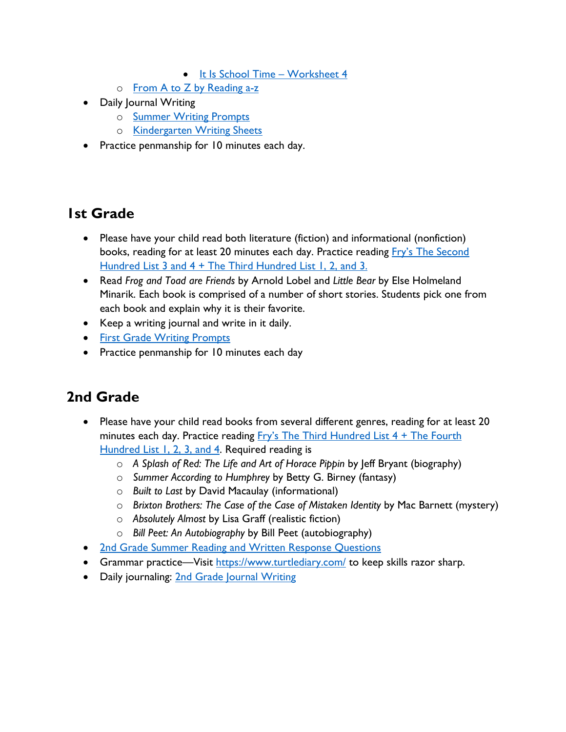- It Is School Time – Worksheet 4
    - From A to Z by Reading a-z
- Daily Journal Writing
    - Summer Writing Prompts
    - Kindergarten Writing Sheets
- Practice penmanship for 10 minutes each day.

## 1st Grade

- Please have your child read both literature (fiction) and informational (nonfiction) books, reading for at least 20 minutes each day. Practice reading Fry's The Second Hundred List 3 and 4 + The Third Hundred List 1, 2, and 3.
- Read *Frog and Toad are Friends* by Arnold Lobel and *Little Bear* by Else Holmeland Minarik. Each book is comprised of a number of short stories. Students pick one from each book and explain why it is their favorite.
- Keep a writing journal and write in it daily.
- First Grade Writing Prompts
- Practice penmanship for 10 minutes each day

## 2nd Grade

- Please have your child read books from several different genres, reading for at least 20 minutes each day. Practice reading Fry's The Third Hundred List 4 + The Fourth Hundred List 1, 2, 3, and 4. Required reading is
    - *A Splash of Red: The Life and Art of Horace Pippin* by Jeff Bryant (biography)
    - *Summer According to Humphrey* by Betty G. Birney (fantasy)
    - *Built to Last* by David Macaulay (informational)
    - *Brixton Brothers: The Case of the Case of Mistaken Identity* by Mac Barnett (mystery)
    - *Absolutely Almost* by Lisa Graff (realistic fiction)
    - *Bill Peet: An Autobiography* by Bill Peet (autobiography)
- 2nd Grade Summer Reading and Written Response Questions
- Grammar practice—Visit https://www.turtlediary.com/ to keep skills razor sharp.
- Daily journaling: 2nd Grade Journal Writing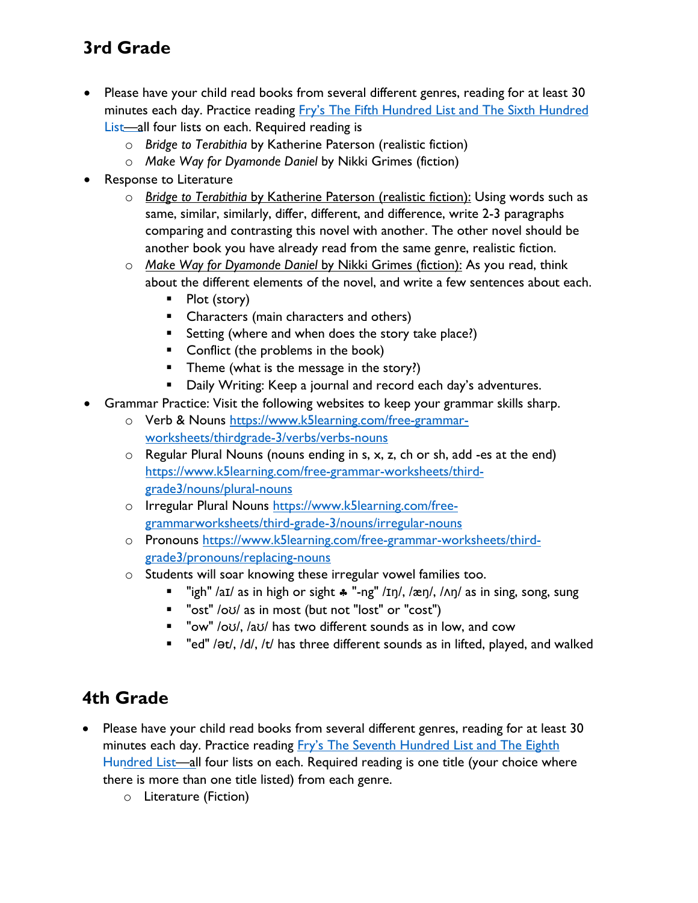## 3rd Grade

- Please have your child read books from several different genres, reading for at least 30 minutes each day. Practice reading [Fry's The Fifth Hundred List and The Sixth Hundred List](#)—all four lists on each. Required reading is
  - *Bridge to Terabithia* by Katherine Paterson (realistic fiction)
  - *Make Way for Dyamonde Daniel* by Nikki Grimes (fiction)
- Response to Literature
  - *Bridge to Terabithia* by Katherine Paterson (realistic fiction): Using words such as same, similar, similarly, differ, different, and difference, write 2-3 paragraphs comparing and contrasting this novel with another. The other novel should be another book you have already read from the same genre, realistic fiction.
  - *Make Way for Dyamonde Daniel* by Nikki Grimes (fiction): As you read, think about the different elements of the novel, and write a few sentences about each.
    - Plot (story)
    - Characters (main characters and others)
    - Setting (where and when does the story take place?)
    - Conflict (the problems in the book)
    - Theme (what is the message in the story?)
    - Daily Writing: Keep a journal and record each day's adventures.
- Grammar Practice: Visit the following websites to keep your grammar skills sharp.
  - Verb & Nouns https://www.k5learning.com/free-grammar-worksheets/thirdgrade-3/verbs/verbs-nouns
  - Regular Plural Nouns (nouns ending in s, x, z, ch or sh, add -es at the end) https://www.k5learning.com/free-grammar-worksheets/third-grade3/nouns/plural-nouns
  - Irregular Plural Nouns https://www.k5learning.com/free-grammarworksheets/third-grade-3/nouns/irregular-nouns
  - Pronouns https://www.k5learning.com/free-grammar-worksheets/third-grade3/pronouns/replacing-nouns
  - Students will soar knowing these irregular vowel families too.
    - "igh" /aɪ/ as in high or sight ♣ "-ng" /ɪŋ/, /æŋ/, /ʌŋ/ as in sing, song, sung
    - "ost" /oʊ/ as in most (but not "lost" or "cost")
    - "ow" /oʊ/, /aʊ/ has two different sounds as in low, and cow
    - "ed" /ət/, /d/, /t/ has three different sounds as in lifted, played, and walked

## 4th Grade

- Please have your child read books from several different genres, reading for at least 30 minutes each day. Practice reading [Fry's The Seventh Hundred List and The Eighth Hundred List](#)—all four lists on each. Required reading is one title (your choice where there is more than one title listed) from each genre.
  - Literature (Fiction)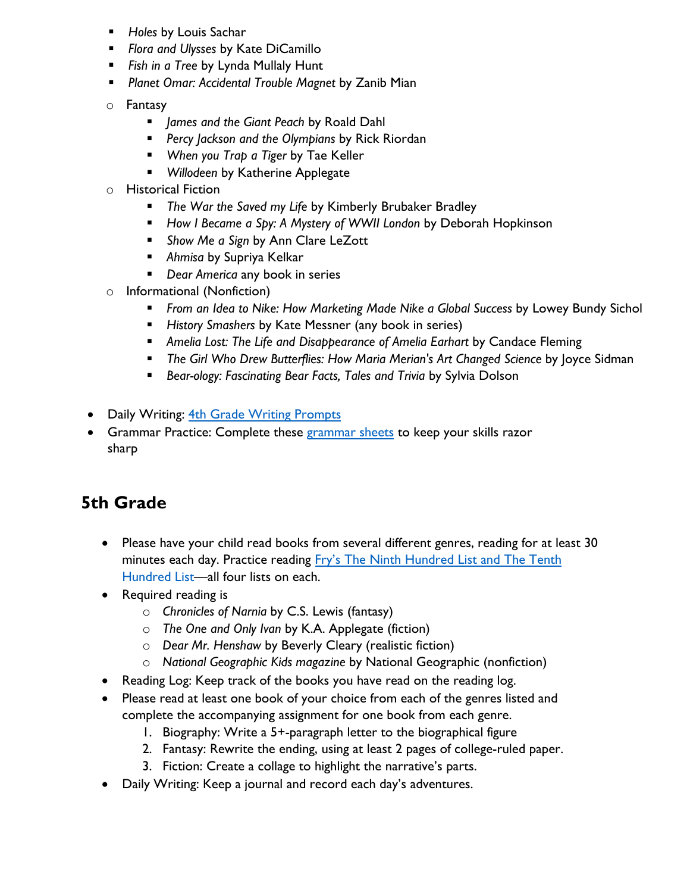- *Holes* by Louis Sachar
        - *Flora and Ulysses* by Kate DiCamillo
        - *Fish in a Tree* by Lynda Mullaly Hunt
        - *Planet Omar: Accidental Trouble Magnet* by Zanib Mian
    - Fantasy
        - *James and the Giant Peach* by Roald Dahl
        - *Percy Jackson and the Olympians* by Rick Riordan
        - *When you Trap a Tiger* by Tae Keller
        - *Willodeen* by Katherine Applegate
    - Historical Fiction
        - *The War the Saved my Life* by Kimberly Brubaker Bradley
        - *How I Became a Spy: A Mystery of WWII London* by Deborah Hopkinson
        - *Show Me a Sign* by Ann Clare LeZott
        - *Ahmisa* by Supriya Kelkar
        - *Dear America* any book in series
    - Informational (Nonfiction)
        - *From an Idea to Nike: How Marketing Made Nike a Global Success* by Lowey Bundy Sichol
        - *History Smashers* by Kate Messner (any book in series)
        - *Amelia Lost: The Life and Disappearance of Amelia Earhart* by Candace Fleming
        - *The Girl Who Drew Butterflies: How Maria Merian's Art Changed Science* by Joyce Sidman
        - *Bear-ology: Fascinating Bear Facts, Tales and Trivia* by Sylvia Dolson

- Daily Writing: 4th Grade Writing Prompts
- Grammar Practice: Complete these grammar sheets to keep your skills razor sharp

## 5th Grade

- Please have your child read books from several different genres, reading for at least 30 minutes each day. Practice reading Fry's The Ninth Hundred List and The Tenth Hundred List—all four lists on each.
- Required reading is
    - *Chronicles of Narnia* by C.S. Lewis (fantasy)
    - *The One and Only Ivan* by K.A. Applegate (fiction)
    - *Dear Mr. Henshaw* by Beverly Cleary (realistic fiction)
    - *National Geographic Kids magazine* by National Geographic (nonfiction)
- Reading Log: Keep track of the books you have read on the reading log.
- Please read at least one book of your choice from each of the genres listed and complete the accompanying assignment for one book from each genre.
    1. Biography: Write a 5+-paragraph letter to the biographical figure
    2. Fantasy: Rewrite the ending, using at least 2 pages of college-ruled paper.
    3. Fiction: Create a collage to highlight the narrative's parts.
- Daily Writing: Keep a journal and record each day's adventures.